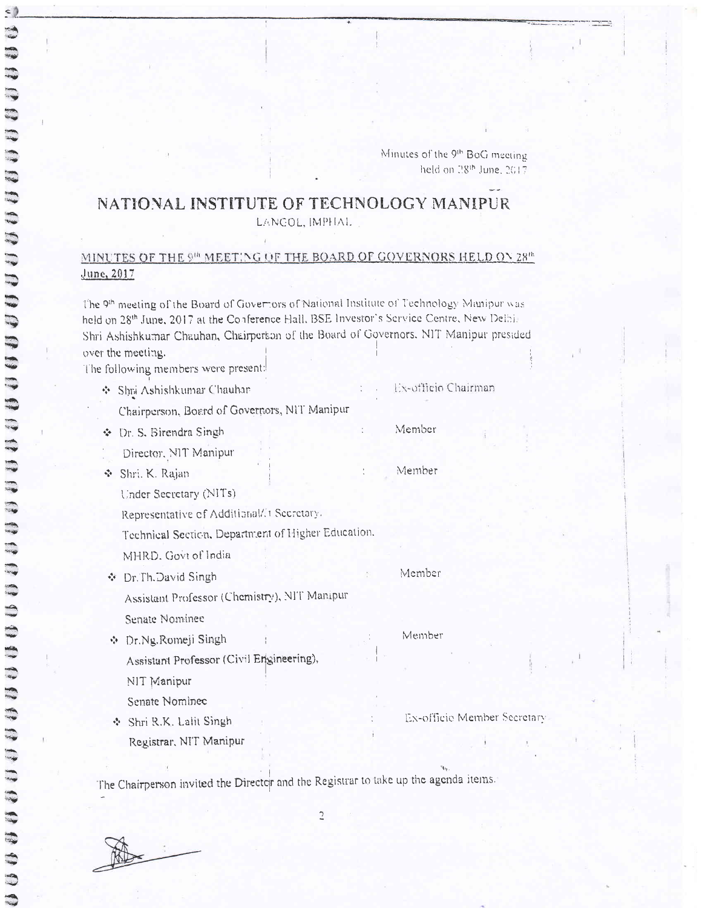Minutes of the 9th BoG meeting held on 28th June, 2017

# NATIONAL INSTITUTE OF TECHNOLOGY MANIPUR

LANGOL, IMPHAL

## MINUTES OF THE 9th MEETING OF THE BOARD OF GOVERNORS HELD ON 28th June, 2017

The 9th meeting of the Board of Governors of National Institute of Technology Manipur was held on 28th June, 2017 at the Conference Hall, BSE Investor's Service Centre, New Delhi. Shri Ashishkumar Chauhan, Chairperson of the Board of Governors, NIT Manipur presided over the meeting.

The following members were present:

- Shri Ashishkumar Chauhan, Chairperson, Board of Governors, NIT Manipur : Ex-officio Chairman
- Dr. S. Birendra Singh, Director, NIT Manipur : Member
- Shri. K. Rajan, Under Secretary (NITs), Representative of Additional/AS Secretary, Technical Section, Department of Higher Education, MHRD, Govt of India : Member
- Dr. Th. David Singh, Assistant Professor (Chemistry), NIT Manipur, Senate Nominee : Member
- Dr. Ng. Romeji Singh, Assistant Professor (Civil Engineering), NIT Manipur, Senate Nominee : Member
- Shri R.K. Lalit Singh, Registrar, NIT Manipur : Ex-officio Member Secretary

The Chairperson invited the Director and the Registrar to take up the agenda items.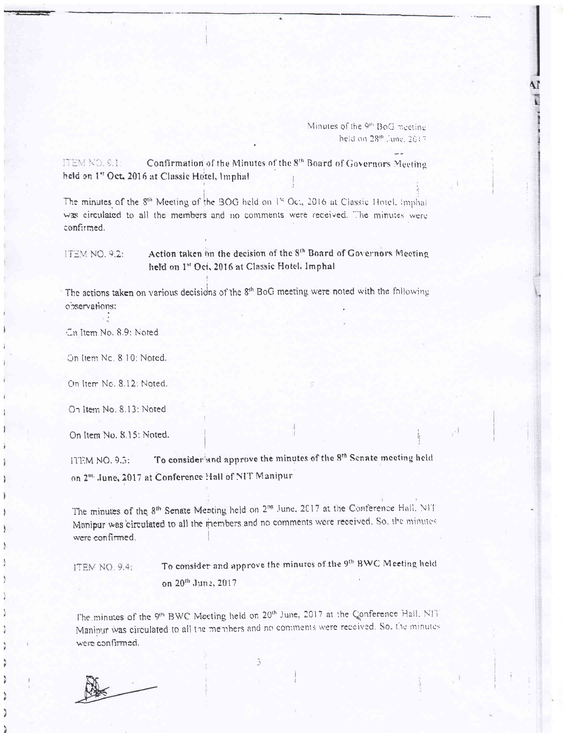ITEM NO. 9.1: **Confirmation of the Minutes of the 8th Board of Governors Meeting held on 1st Oct, 2016 at Classic Hotel, Imphal**

The minutes of the 8th Meeting of the BOG held on 1st Oct, 2016 at Classic Hotel, Imphal was circulated to all the members and no comments were received. The minutes were confirmed.

ITEM NO. 9.2: **Action taken on the decision of the 8th Board of Governors Meeting held on 1st Oct, 2016 at Classic Hotel, Imphal**

The actions taken on various decisions of the 8th BoG meeting were noted with the following observations:

On Item No. 8.9: Noted

On Item No. 8.10: Noted.

On Item No. 8.12: Noted.

On Item No. 8.13: Noted

On Item No. 8.15: Noted.

ITEM NO. 9.3: **To consider and approve the minutes of the 8th Senate meeting held on 2nd June, 2017 at Conference Hall of NIT Manipur**

The minutes of the 8th Senate Meeting held on 2nd June, 2017 at the Conference Hall, NIT Manipur was circulated to all the members and no comments were received. So, the minutes were confirmed.

ITEM NO. 9.4: **To consider and approve the minutes of the 9th BWC Meeting held on 20th June, 2017**

The minutes of the 9th BWC Meeting held on 20th June, 2017 at the Conference Hall, NIT Manipur was circulated to all the members and no comments were received. So, the minutes were confirmed.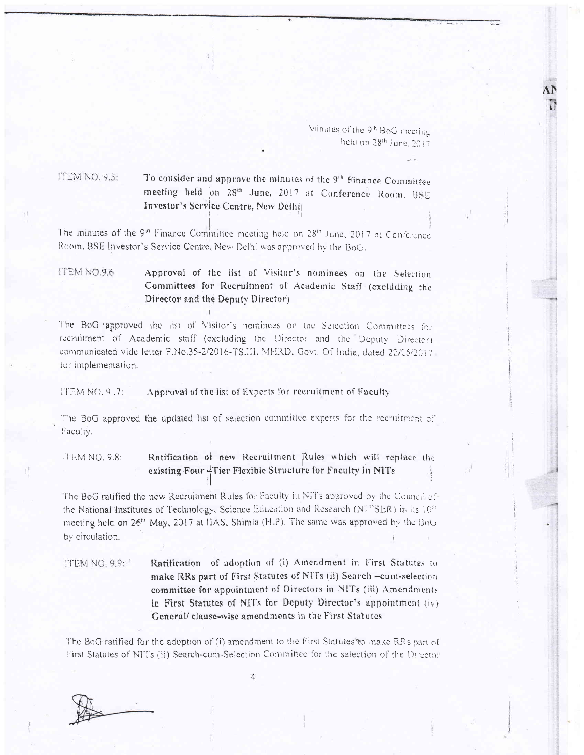Minutes of the 9th BoG meeting held on 28th June, 2017

**ITEM NO. 9.5:** **To consider and approve the minutes of the 9th Finance Committee meeting held on 28th June, 2017 at Conference Room, BSE Investor's Service Centre, New Delhi**

The minutes of the 9th Finance Committee meeting held on 28th June, 2017 at Conference Room, BSE Investor's Service Centre, New Delhi was approved by the BoG.

**ITEM NO.9.6** **Approval of the list of Visitor's nominees on the Selection Committees for Recruitment of Academic Staff (excluding the Director and the Deputy Director)**

The BoG approved the list of Visitor's nominees on the Selection Committees for recruitment of Academic staff (excluding the Director and the Deputy Director) communicated vide letter F.No.35-2/2016-TS.III, MHRD, Govt. Of India, dated 22/05/2017 for implementation.

**ITEM NO. 9.7:** **Approval of the list of Experts for recruitment of Faculty**

The BoG approved the updated list of selection committee experts for the recruitment of Faculty.

**ITEM NO. 9.8:** **Ratification of new Recruitment Rules which will replace the existing Four -Tier Flexible Structure for Faculty in NITs**

The BoG ratified the new Recruitment Rules for Faculty in NITs approved by the Council of the National Institutes of Technology, Science Education and Research (NITSER) in its 10th meeting held on 26th May, 2017 at IIAS, Shimla (H.P). The same was approved by the BoG by circulation.

**ITEM NO. 9.9:** **Ratification of adoption of (i) Amendment in First Statutes to make RRs part of First Statutes of NITs (ii) Search -cum-selection committee for appointment of Directors in NITs (iii) Amendments in First Statutes of NITs for Deputy Director's appointment (iv) General/ clause-wise amendments in the First Statutes**

The BoG ratified for the adoption of (i) amendment to the First Statutes to make RRs part of First Statutes of NITs (ii) Search-cum-Selection Committee for the selection of the Director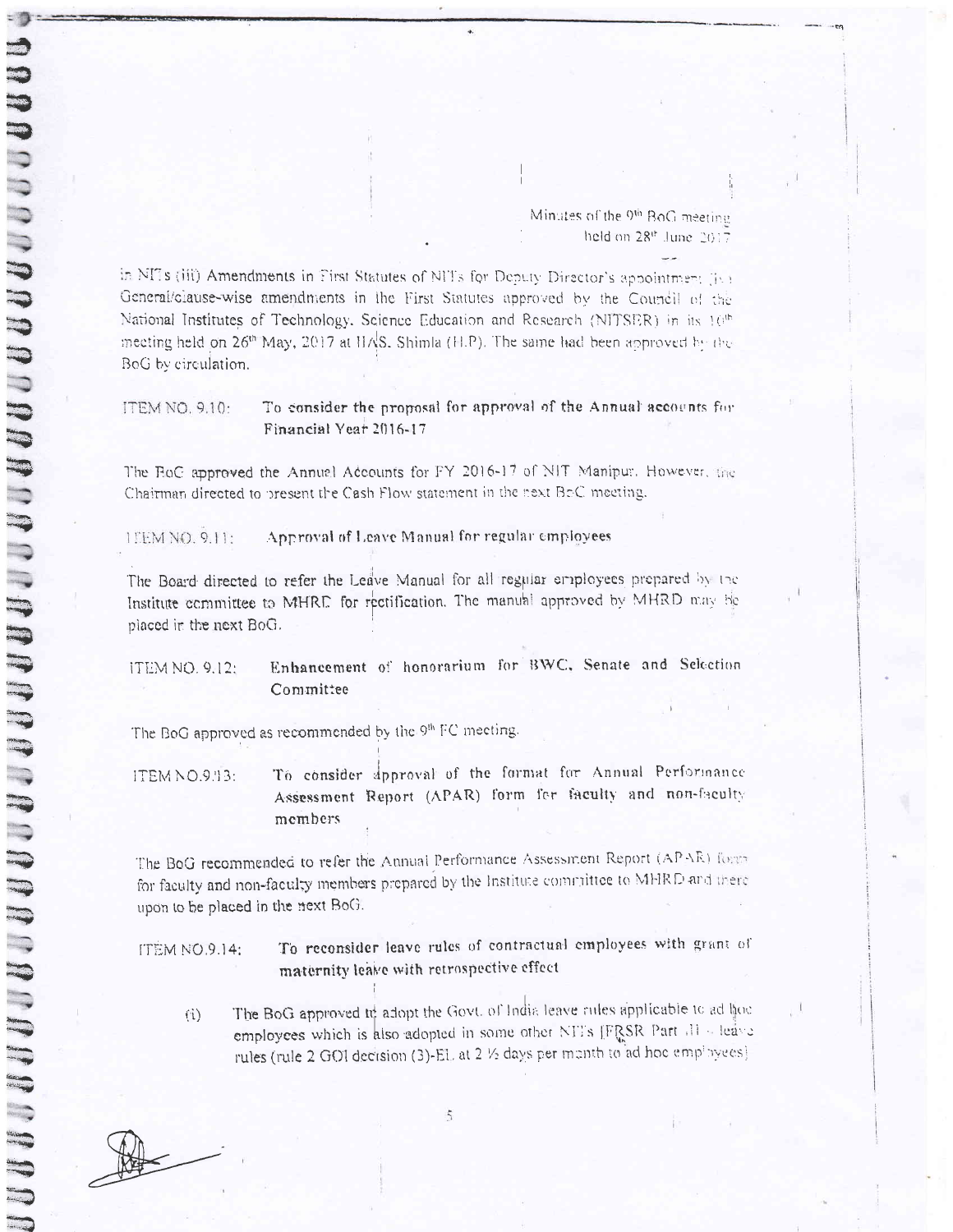in NITs (iii) Amendments in First Statutes of NITs for Deputy Director's appointment (iv) General/clause-wise amendments in the First Statutes approved by the Council of the National Institutes of Technology, Science Education and Research (NITSER) in its 10[th] meeting held on 26[th] May, 2017 at IIAS, Shimla (H.P). The same had been approved by the BoG by circulation.

**ITEM NO. 9.10: To consider the proposal for approval of the Annual accounts for Financial Year 2016-17**

The BoG approved the Annual Accounts for FY 2016-17 of NIT Manipur. However, the Chairman directed to present the Cash Flow statement in the next BoG meeting.

**ITEM NO. 9.11: Approval of Leave Manual for regular employees**

The Board directed to refer the Leave Manual for all regular employees prepared by the Institute committee to MHRD for rectification. The manual approved by MHRD may be placed in the next BoG.

**ITEM NO. 9.12: Enhancement of honorarium for BWC, Senate and Selection Committee**

The BoG approved as recommended by the 9[th] FC meeting.

**ITEM NO.9.13: To consider approval of the format for Annual Performance Assessment Report (APAR) form for faculty and non-faculty members**

The BoG recommended to refer the Annual Performance Assessment Report (APAR) form for faculty and non-faculty members prepared by the Institute committee to MHRD and there upon to be placed in the next BoG.

**ITEM NO.9.14: To reconsider leave rules of contractual employees with grant of maternity leave with retrospective effect**

(i) The BoG approved to adopt the Govt. of India leave rules applicable to ad hoc employees which is also adopted in some other NITs [FRSR Part III - leave rules (rule 2 GOI decision (3)-EL at 2 ½ days per month to ad hoc employees]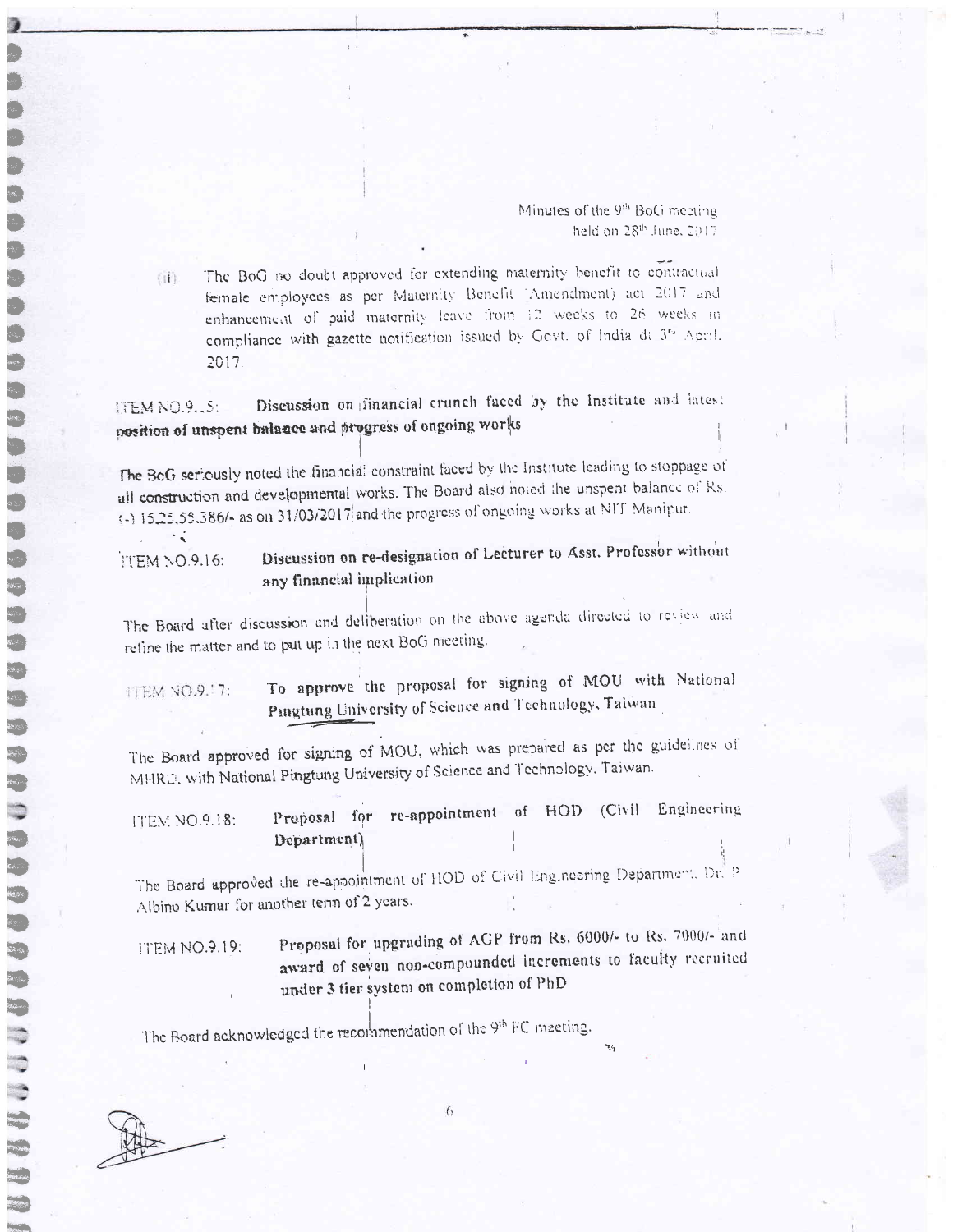(ii) The BoG no doubt approved for extending maternity benefit to contractual female employees as per Maternity Benefit (Amendment) act 2017 and enhancement of paid maternity leave from 12 weeks to 26 weeks in compliance with gazette notification issued by Govt. of India dt 3rd April, 2017.

**ITEM NO.9.15: Discussion on financial crunch faced by the Institute and latest position of unspent balance and progress of ongoing works**

The BoG seriously noted the financial constraint faced by the Institute leading to stoppage of all construction and developmental works. The Board also noted the unspent balance of Rs. (-) 15,25,55,386/- as on 31/03/2017 and the progress of ongoing works at NIT Manipur.

**ITEM NO.9.16: Discussion on re-designation of Lecturer to Asst. Professor without any financial implication**

The Board after discussion and deliberation on the above agenda directed to review and refine the matter and to put up in the next BoG meeting.

**ITEM NO.9.17: To approve the proposal for signing of MOU with National Pingtung University of Science and Technology, Taiwan**

The Board approved for signing of MOU, which was prepared as per the guidelines of MHRD, with National Pingtung University of Science and Technology, Taiwan.

**ITEM NO.9.18: Proposal for re-appointment of HOD (Civil Engineering Department)**

The Board approved the re-appointment of HOD of Civil Engineering Department, Dr. P Albino Kumar for another term of 2 years.

**ITEM NO.9.19: Proposal for upgrading of AGP from Rs. 6000/- to Rs. 7000/- and award of seven non-compounded increments to faculty recruited under 3 tier system on completion of PhD**

The Board acknowledged the recommendation of the 9th FC meeting.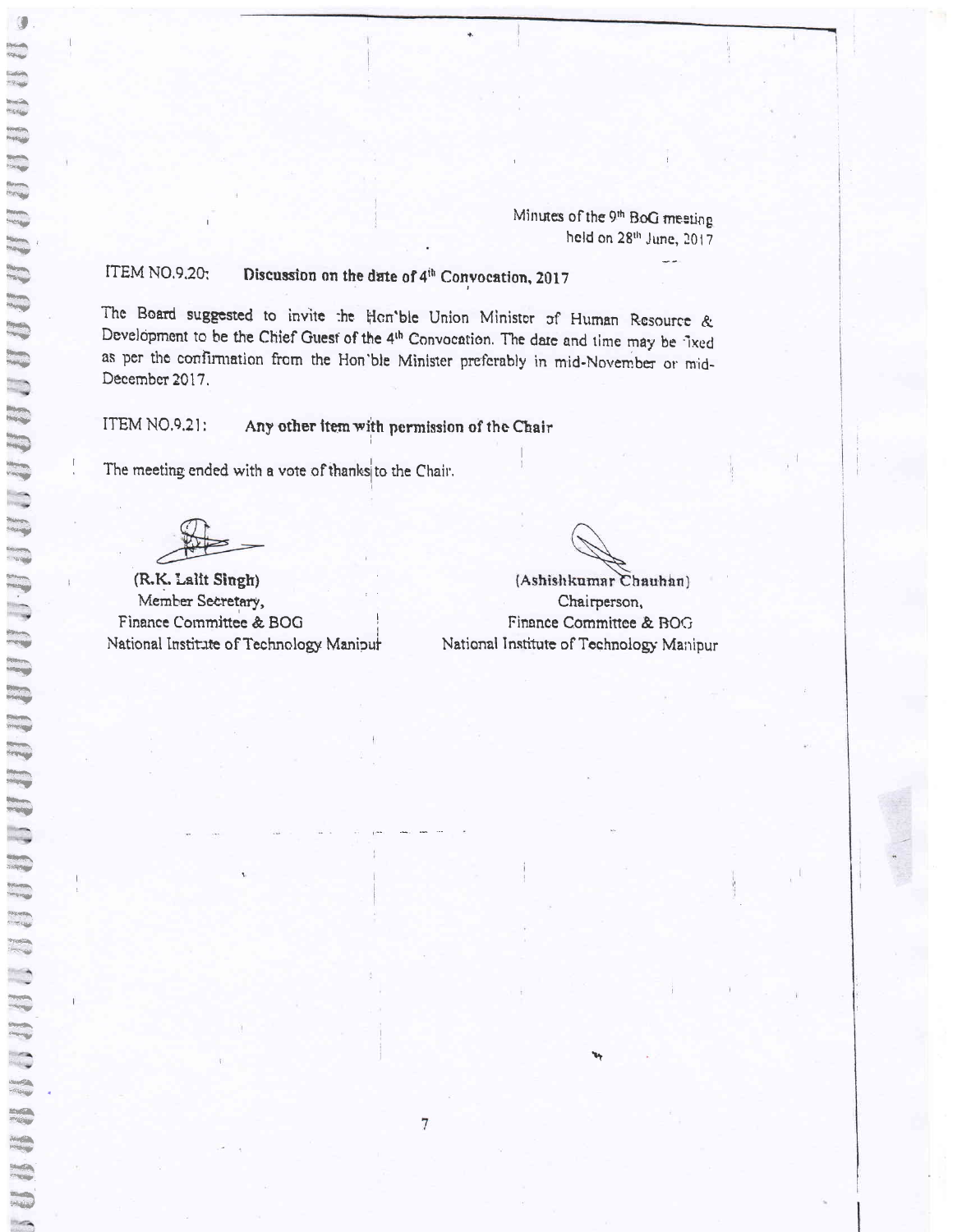Minutes of the 9th BoG meeting held on 28th June, 2017

**ITEM NO.9.20: Discussion on the date of 4th Convocation, 2017**

The Board suggested to invite the Hon'ble Union Minister of Human Resource & Development to be the Chief Guest of the 4th Convocation. The date and time may be fixed as per the confirmation from the Hon'ble Minister preferably in mid-November or mid-December 2017.

**ITEM NO.9.21: Any other item with permission of the Chair**

The meeting ended with a vote of thanks to the Chair.

**(R.K. Lalit Singh)**
Member Secretary,
Finance Committee & BOG
National Institute of Technology Manipur

**(Ashishkumar Chauhan)**
Chairperson,
Finance Committee & BOG
National Institute of Technology Manipur